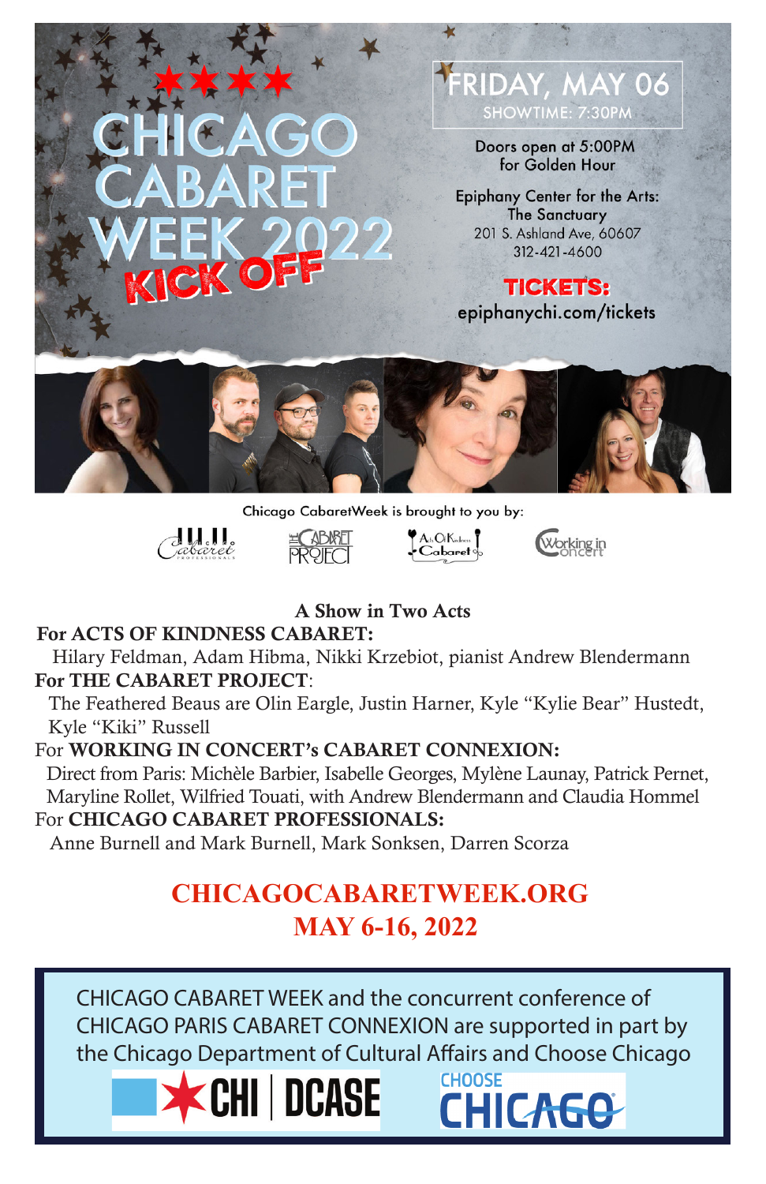# CHICAGO CABARET WEEK 2022 KICK OFF

**FRIDAY, MAY 06**
SHOWTIME: 7:30PM

Doors open at 5:00PM for Golden Hour

Epiphany Center for the Arts: The Sanctuary
201 S. Ashland Ave, 60607
312-421-4600

**TICKETS:** epiphanychi.com/tickets

Chicago CabaretWeek is brought to you by:

Chicago Cabaret Professionals · The Cabaret Project · Acts Of Kindness Cabaret · Working in Concert

## A Show in Two Acts

**For ACTS OF KINDNESS CABARET:**
Hilary Feldman, Adam Hibma, Nikki Krzebiot, pianist Andrew Blendermann

**For THE CABARET PROJECT**:
The Feathered Beaus are Olin Eargle, Justin Harner, Kyle "Kylie Bear" Hustedt, Kyle "Kiki" Russell

For **WORKING IN CONCERT's CABARET CONNEXION:**
Direct from Paris: Michèle Barbier, Isabelle Georges, Mylène Launay, Patrick Pernet, Maryline Rollet, Wilfried Touati, with Andrew Blendermann and Claudia Hommel

For **CHICAGO CABARET PROFESSIONALS:**
Anne Burnell and Mark Burnell, Mark Sonksen, Darren Scorza

## CHICAGOCABARETWEEK.ORG
## MAY 6-16, 2022

CHICAGO CABARET WEEK and the concurrent conference of CHICAGO PARIS CABARET CONNEXION are supported in part by the Chicago Department of Cultural Affairs and Choose Chicago

CHI | DCASE · CHOOSE CHICAGO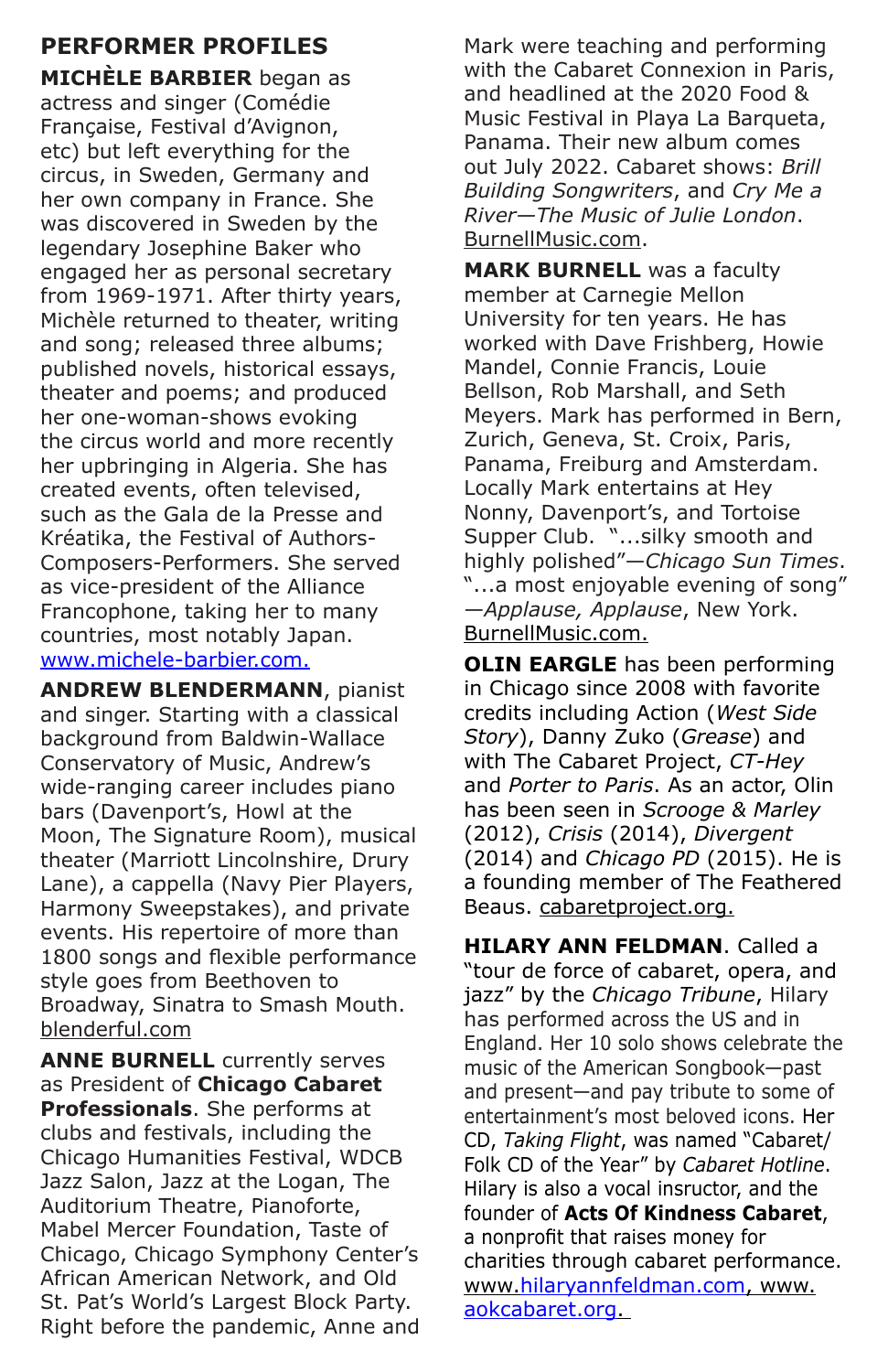## PERFORMER PROFILES

**MICHÈLE BARBIER** began as actress and singer (Comédie Française, Festival d'Avignon, etc) but left everything for the circus, in Sweden, Germany and her own company in France. She was discovered in Sweden by the legendary Josephine Baker who engaged her as personal secretary from 1969-1971. After thirty years, Michèle returned to theater, writing and song; released three albums; published novels, historical essays, theater and poems; and produced her one-woman-shows evoking the circus world and more recently her upbringing in Algeria. She has created events, often televised, such as the Gala de la Presse and Kréatika, the Festival of Authors-Composers-Performers. She served as vice-president of the Alliance Francophone, taking her to many countries, most notably Japan. www.michele-barbier.com.

**ANDREW BLENDERMANN**, pianist and singer. Starting with a classical background from Baldwin-Wallace Conservatory of Music, Andrew's wide-ranging career includes piano bars (Davenport's, Howl at the Moon, The Signature Room), musical theater (Marriott Lincolnshire, Drury Lane), a cappella (Navy Pier Players, Harmony Sweepstakes), and private events. His repertoire of more than 1800 songs and flexible performance style goes from Beethoven to Broadway, Sinatra to Smash Mouth. blenderful.com

**ANNE BURNELL** currently serves as President of **Chicago Cabaret Professionals**. She performs at clubs and festivals, including the Chicago Humanities Festival, WDCB Jazz Salon, Jazz at the Logan, The Auditorium Theatre, Pianoforte, Mabel Mercer Foundation, Taste of Chicago, Chicago Symphony Center's African American Network, and Old St. Pat's World's Largest Block Party. Right before the pandemic, Anne and Mark were teaching and performing with the Cabaret Connexion in Paris, and headlined at the 2020 Food & Music Festival in Playa La Barqueta, Panama. Their new album comes out July 2022. Cabaret shows: *Brill Building Songwriters*, and *Cry Me a River—The Music of Julie London*. BurnellMusic.com.

**MARK BURNELL** was a faculty member at Carnegie Mellon University for ten years. He has worked with Dave Frishberg, Howie Mandel, Connie Francis, Louie Bellson, Rob Marshall, and Seth Meyers. Mark has performed in Bern, Zurich, Geneva, St. Croix, Paris, Panama, Freiburg and Amsterdam. Locally Mark entertains at Hey Nonny, Davenport's, and Tortoise Supper Club. "...silky smooth and highly polished"—*Chicago Sun Times*. "...a most enjoyable evening of song" —*Applause, Applause*, New York. BurnellMusic.com.

**OLIN EARGLE** has been performing in Chicago since 2008 with favorite credits including Action (*West Side Story*), Danny Zuko (*Grease*) and with The Cabaret Project, *CT-Hey* and *Porter to Paris*. As an actor, Olin has been seen in *Scrooge & Marley* (2012), *Crisis* (2014), *Divergent* (2014) and *Chicago PD* (2015). He is a founding member of The Feathered Beaus. cabaretproject.org.

**HILARY ANN FELDMAN**. Called a "tour de force of cabaret, opera, and jazz" by the *Chicago Tribune*, Hilary has performed across the US and in England. Her 10 solo shows celebrate the music of the American Songbook—past and present—and pay tribute to some of entertainment's most beloved icons. Her CD, *Taking Flight*, was named "Cabaret/Folk CD of the Year" by *Cabaret Hotline*. Hilary is also a vocal insructor, and the founder of **Acts Of Kindness Cabaret**, a nonprofit that raises money for charities through cabaret performance. www.hilaryannfeldman.com, www.aokcabaret.org.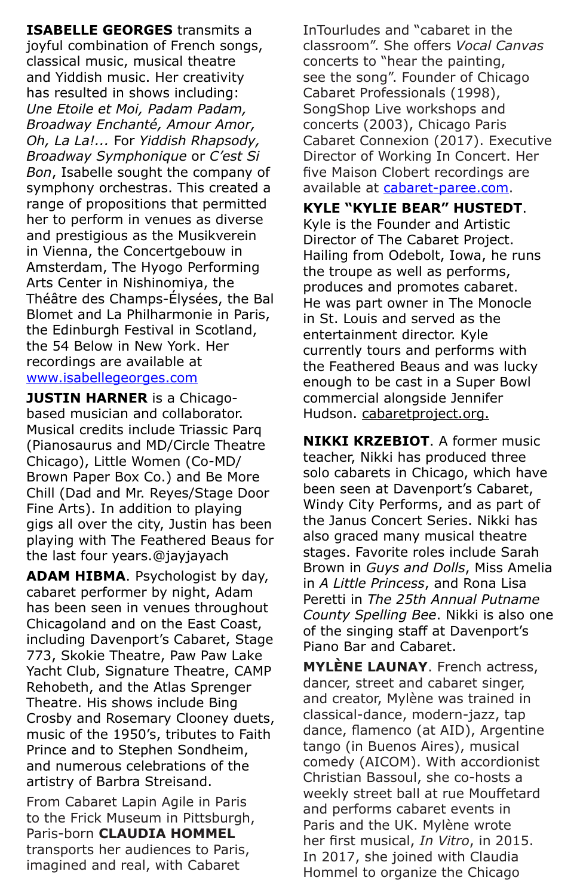**ISABELLE GEORGES** transmits a joyful combination of French songs, classical music, musical theatre and Yiddish music. Her creativity has resulted in shows including: *Une Etoile et Moi, Padam Padam, Broadway Enchanté, Amour Amor, Oh, La La!...* For *Yiddish Rhapsody, Broadway Symphonique* or *C'est Si Bon*, Isabelle sought the company of symphony orchestras. This created a range of propositions that permitted her to perform in venues as diverse and prestigious as the Musikverein in Vienna, the Concertgebouw in Amsterdam, The Hyogo Performing Arts Center in Nishinomiya, the Théâtre des Champs-Élysées, the Bal Blomet and La Philharmonie in Paris, the Edinburgh Festival in Scotland, the 54 Below in New York. Her recordings are available at [www.isabellegeorges.com](http://www.isabellegeorges.com)

**JUSTIN HARNER** is a Chicago-based musician and collaborator. Musical credits include Triassic Parq (Pianosaurus and MD/Circle Theatre Chicago), Little Women (Co-MD/ Brown Paper Box Co.) and Be More Chill (Dad and Mr. Reyes/Stage Door Fine Arts). In addition to playing gigs all over the city, Justin has been playing with The Feathered Beaus for the last four years.@jayjayach

**ADAM HIBMA**. Psychologist by day, cabaret performer by night, Adam has been seen in venues throughout Chicagoland and on the East Coast, including Davenport's Cabaret, Stage 773, Skokie Theatre, Paw Paw Lake Yacht Club, Signature Theatre, CAMP Rehobeth, and the Atlas Sprenger Theatre. His shows include Bing Crosby and Rosemary Clooney duets, music of the 1950's, tributes to Faith Prince and to Stephen Sondheim, and numerous celebrations of the artistry of Barbra Streisand.

From Cabaret Lapin Agile in Paris to the Frick Museum in Pittsburgh, Paris-born **CLAUDIA HOMMEL** transports her audiences to Paris, imagined and real, with Cabaret InTourludes and "cabaret in the classroom". She offers *Vocal Canvas* concerts to "hear the painting, see the song". Founder of Chicago Cabaret Professionals (1998), SongShop Live workshops and concerts (2003), Chicago Paris Cabaret Connexion (2017). Executive Director of Working In Concert. Her five Maison Clobert recordings are available at [cabaret-paree.com](http://cabaret-paree.com).

**KYLE "KYLIE BEAR" HUSTEDT**. Kyle is the Founder and Artistic Director of The Cabaret Project. Hailing from Odebolt, Iowa, he runs the troupe as well as performs, produces and promotes cabaret. He was part owner in The Monocle in St. Louis and served as the entertainment director. Kyle currently tours and performs with the Feathered Beaus and was lucky enough to be cast in a Super Bowl commercial alongside Jennifer Hudson. cabaretproject.org.

**NIKKI KRZEBIOT**. A former music teacher, Nikki has produced three solo cabarets in Chicago, which have been seen at Davenport's Cabaret, Windy City Performs, and as part of the Janus Concert Series. Nikki has also graced many musical theatre stages. Favorite roles include Sarah Brown in *Guys and Dolls*, Miss Amelia in *A Little Princess*, and Rona Lisa Peretti in *The 25th Annual Putname County Spelling Bee*. Nikki is also one of the singing staff at Davenport's Piano Bar and Cabaret.

**MYLÈNE LAUNAY**. French actress, dancer, street and cabaret singer, and creator, Mylène was trained in classical-dance, modern-jazz, tap dance, flamenco (at AID), Argentine tango (in Buenos Aires), musical comedy (AICOM). With accordionist Christian Bassoul, she co-hosts a weekly street ball at rue Mouffetard and performs cabaret events in Paris and the UK. Mylène wrote her first musical, *In Vitro*, in 2015. In 2017, she joined with Claudia Hommel to organize the Chicago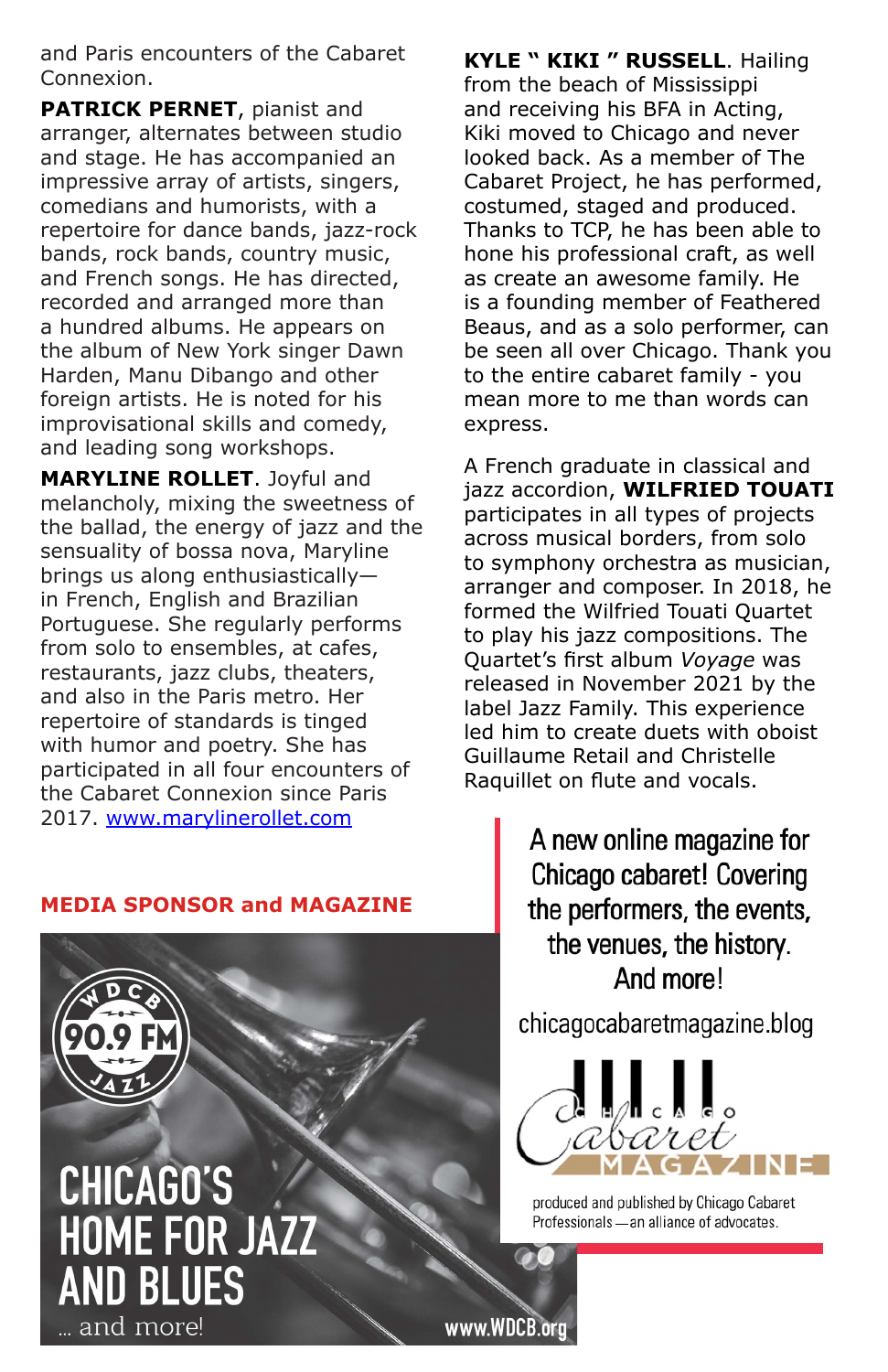and Paris encounters of the Cabaret Connexion.

**PATRICK PERNET**, pianist and arranger, alternates between studio and stage. He has accompanied an impressive array of artists, singers, comedians and humorists, with a repertoire for dance bands, jazz-rock bands, rock bands, country music, and French songs. He has directed, recorded and arranged more than a hundred albums. He appears on the album of New York singer Dawn Harden, Manu Dibango and other foreign artists. He is noted for his improvisational skills and comedy, and leading song workshops.

**MARYLINE ROLLET**. Joyful and melancholy, mixing the sweetness of the ballad, the energy of jazz and the sensuality of bossa nova, Maryline brings us along enthusiastically—in French, English and Brazilian Portuguese. She regularly performs from solo to ensembles, at cafes, restaurants, jazz clubs, theaters, and also in the Paris metro. Her repertoire of standards is tinged with humor and poetry. She has participated in all four encounters of the Cabaret Connexion since Paris 2017. www.marylinerollet.com

**KYLE " KIKI " RUSSELL**. Hailing from the beach of Mississippi and receiving his BFA in Acting, Kiki moved to Chicago and never looked back. As a member of The Cabaret Project, he has performed, costumed, staged and produced. Thanks to TCP, he has been able to hone his professional craft, as well as create an awesome family. He is a founding member of Feathered Beaus, and as a solo performer, can be seen all over Chicago. Thank you to the entire cabaret family - you mean more to me than words can express.

A French graduate in classical and jazz accordion, **WILFRIED TOUATI** participates in all types of projects across musical borders, from solo to symphony orchestra as musician, arranger and composer. In 2018, he formed the Wilfried Touati Quartet to play his jazz compositions. The Quartet's first album *Voyage* was released in November 2021 by the label Jazz Family. This experience led him to create duets with oboist Guillaume Retail and Christelle Raquillet on flute and vocals.

## MEDIA SPONSOR and MAGAZINE

WDCB 90.9 FM JAZZ

CHICAGO'S HOME FOR JAZZ AND BLUES ... and more!

www.WDCB.org

A new online magazine for Chicago cabaret! Covering the performers, the events, the venues, the history. And more!

chicagocabaretmagazine.blog

Chicago Cabaret MAGAZINE

produced and published by Chicago Cabaret Professionals—an alliance of advocates.